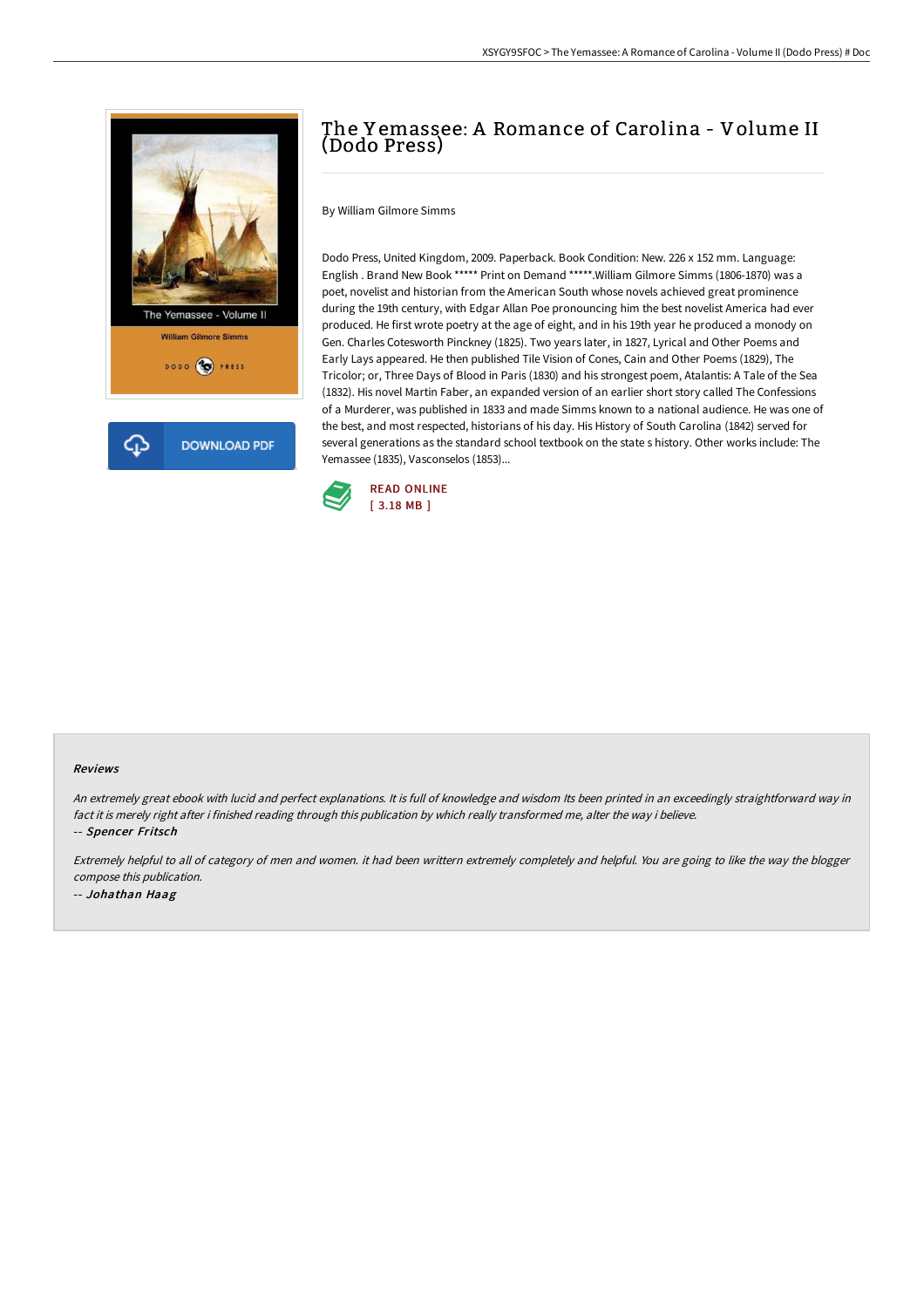# The Yemassee: A Romance of Carolina - Volume II (Dodo Press)

By William Gilmore Simms

Dodo Press, United Kingdom, 2009. Paperback. Book Condition: New. 226 x 152 mm. Language: English . Brand New Book ***** Print on Demand *****.William Gilmore Simms (1806-1870) was a poet, novelist and historian from the American South whose novels achieved great prominence during the 19th century, with Edgar Allan Poe pronouncing him the best novelist America had ever produced. He first wrote poetry at the age of eight, and in his 19th year he produced a monody on Gen. Charles Cotesworth Pinckney (1825). Two years later, in 1827, Lyrical and Other Poems and Early Lays appeared. He then published Tile Vision of Cones, Cain and Other Poems (1829), The Tricolor; or, Three Days of Blood in Paris (1830) and his strongest poem, Atalantis: A Tale of the Sea (1832). His novel Martin Faber, an expanded version of an earlier short story called The Confessions of a Murderer, was published in 1833 and made Simms known to a national audience. He was one of the best, and most respected, historians of his day. His History of South Carolina (1842) served for several generations as the standard school textbook on the state s history. Other works include: The Yemassee (1835), Vasconselos (1853)...

DOWNLOAD PDF

READ ONLINE
[ 3.18 MB ]

### Reviews

*An extremely great ebook with lucid and perfect explanations. It is full of knowledge and wisdom Its been printed in an exceedingly straightforward way in fact it is merely right after i finished reading through this publication by which really transformed me, alter the way i believe.*

-- *Spencer Fritsch*

*Extremely helpful to all of category of men and women. it had been writtern extremely completely and helpful. You are going to like the way the blogger compose this publication.*

-- *Johathan Haag*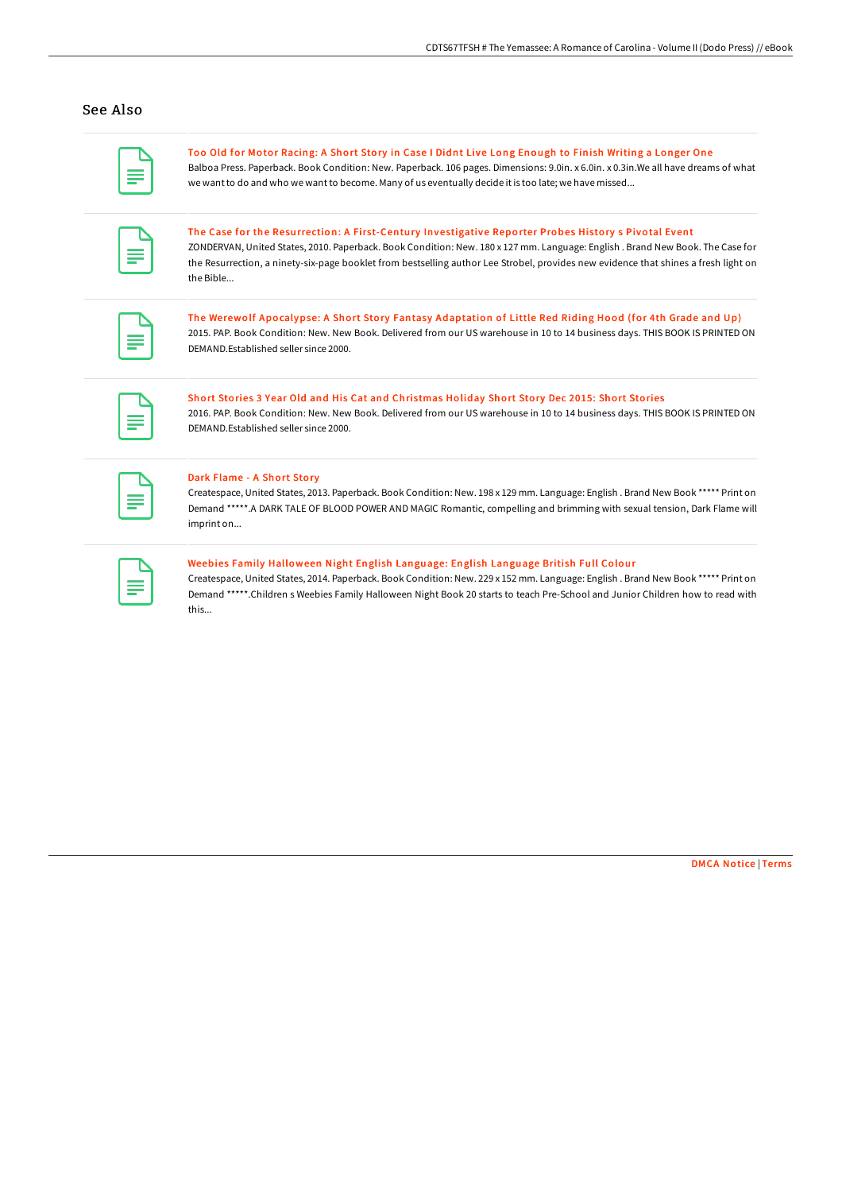## See Also

**Too Old for Motor Racing: A Short Story in Case I Didnt Live Long Enough to Finish Writing a Longer One**
Balboa Press. Paperback. Book Condition: New. Paperback. 106 pages. Dimensions: 9.0in. x 6.0in. x 0.3in.We all have dreams of what we want to do and who we want to become. Many of us eventually decide it is too late; we have missed...

**The Case for the Resurrection: A First-Century Investigative Reporter Probes History s Pivotal Event**
ZONDERVAN, United States, 2010. Paperback. Book Condition: New. 180 x 127 mm. Language: English . Brand New Book. The Case for the Resurrection, a ninety-six-page booklet from bestselling author Lee Strobel, provides new evidence that shines a fresh light on the Bible...

**The Werewolf Apocalypse: A Short Story Fantasy Adaptation of Little Red Riding Hood (for 4th Grade and Up)**
2015. PAP. Book Condition: New. New Book. Delivered from our US warehouse in 10 to 14 business days. THIS BOOK IS PRINTED ON DEMAND.Established seller since 2000.

**Short Stories 3 Year Old and His Cat and Christmas Holiday Short Story Dec 2015: Short Stories**
2016. PAP. Book Condition: New. New Book. Delivered from our US warehouse in 10 to 14 business days. THIS BOOK IS PRINTED ON DEMAND.Established seller since 2000.

**Dark Flame - A Short Story**
Createspace, United States, 2013. Paperback. Book Condition: New. 198 x 129 mm. Language: English . Brand New Book ***** Print on Demand *****.A DARK TALE OF BLOOD POWER AND MAGIC Romantic, compelling and brimming with sexual tension, Dark Flame will imprint on...

**Weebies Family Halloween Night English Language: English Language British Full Colour**
Createspace, United States, 2014. Paperback. Book Condition: New. 229 x 152 mm. Language: English . Brand New Book ***** Print on Demand *****.Children s Weebies Family Halloween Night Book 20 starts to teach Pre-School and Junior Children how to read with this...